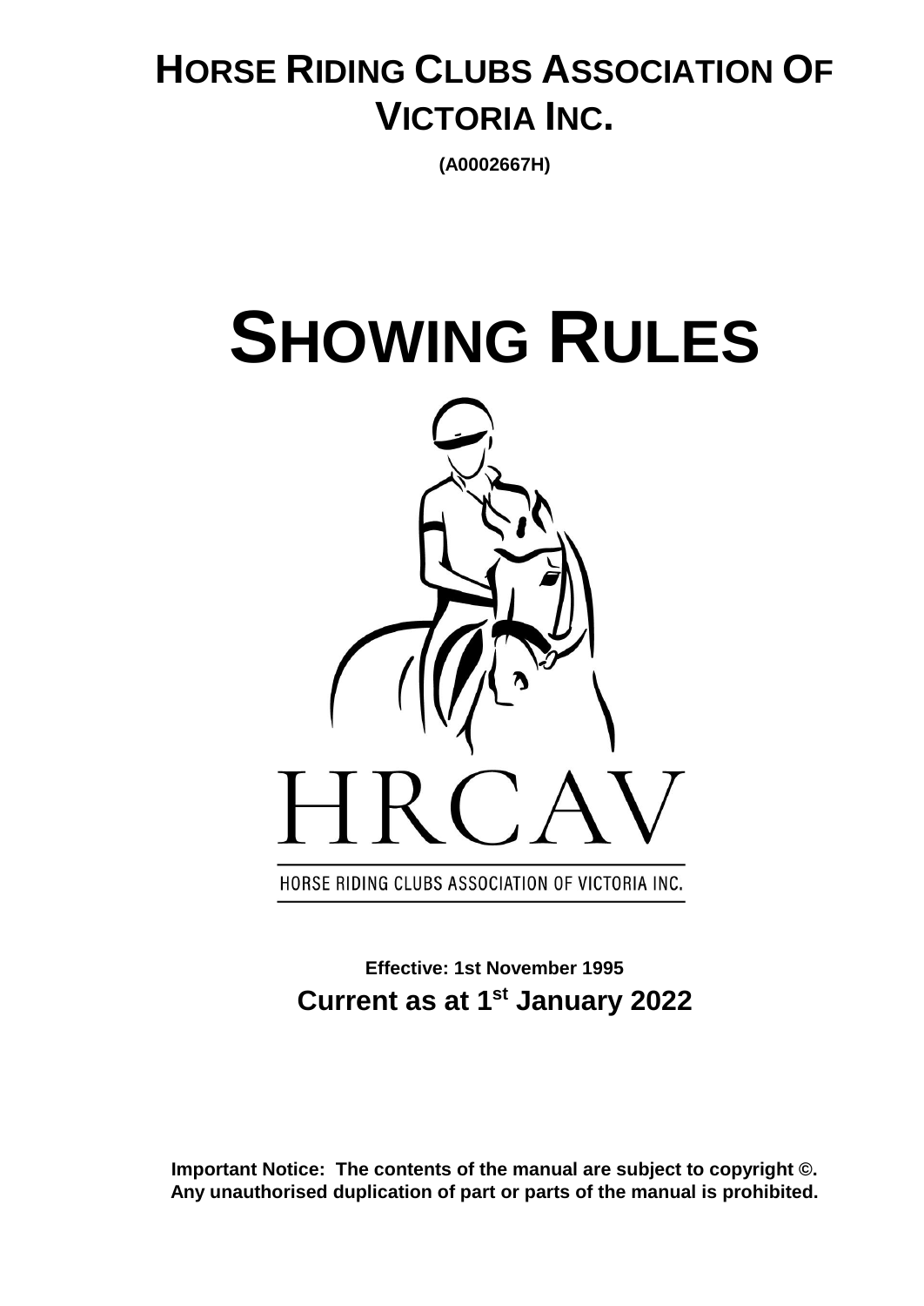# HORSE RIDING CLUBS ASSOCIATION OF VICTORIA INC.

**(A0002667H)**

# SHOWING RULES

HRCAV

HORSE RIDING CLUBS ASSOCIATION OF VICTORIA INC.

**Effective: 1st November 1995**

**Current as at 1st January 2022**

**Important Notice: The contents of the manual are subject to copyright ©. Any unauthorised duplication of part or parts of the manual is prohibited.**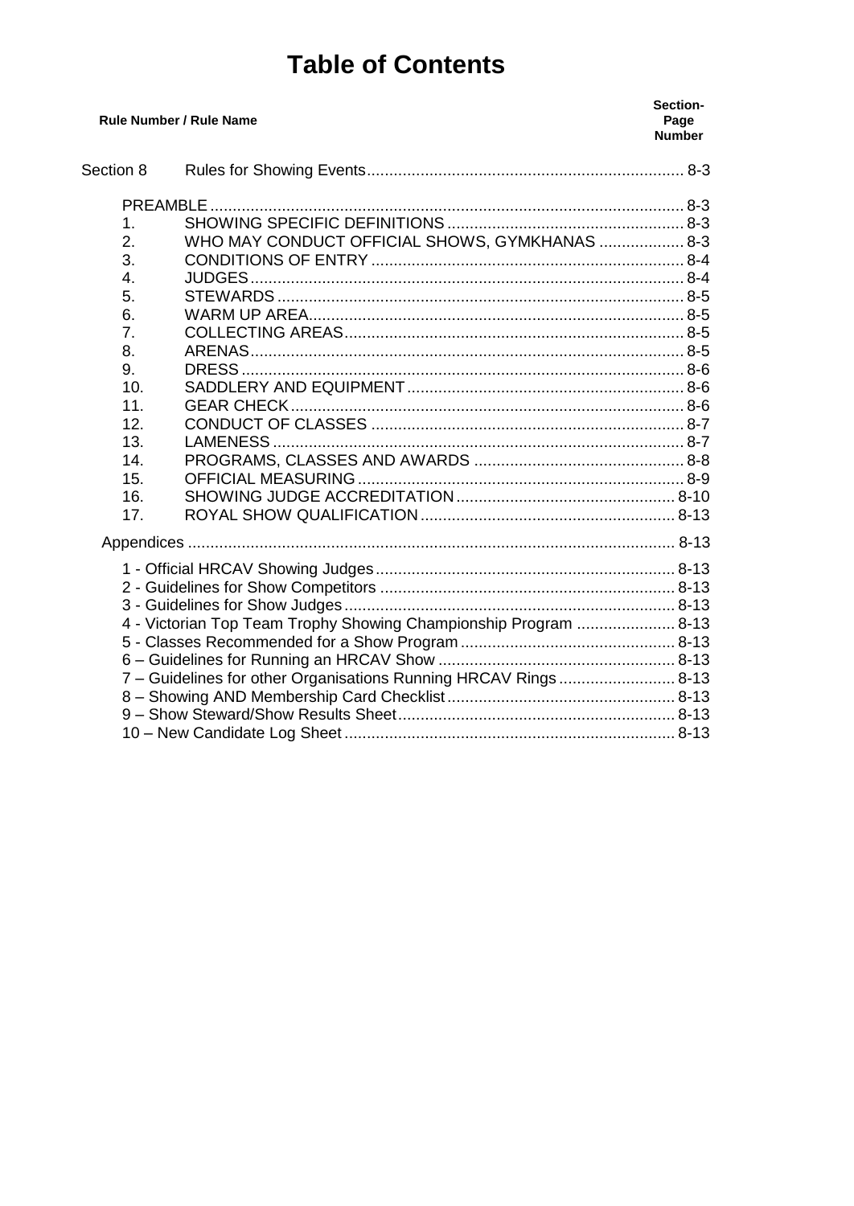# Table of Contents

| Rule Number / Rule Name | | Section-Page Number |
|---|---|---|
| Section 8 | Rules for Showing Events | 8-3 |
| PREAMBLE | | 8-3 |
| 1. | SHOWING SPECIFIC DEFINITIONS | 8-3 |
| 2. | WHO MAY CONDUCT OFFICIAL SHOWS, GYMKHANAS | 8-3 |
| 3. | CONDITIONS OF ENTRY | 8-4 |
| 4. | JUDGES | 8-4 |
| 5. | STEWARDS | 8-5 |
| 6. | WARM UP AREA | 8-5 |
| 7. | COLLECTING AREAS | 8-5 |
| 8. | ARENAS | 8-5 |
| 9. | DRESS | 8-6 |
| 10. | SADDLERY AND EQUIPMENT | 8-6 |
| 11. | GEAR CHECK | 8-6 |
| 12. | CONDUCT OF CLASSES | 8-7 |
| 13. | LAMENESS | 8-7 |
| 14. | PROGRAMS, CLASSES AND AWARDS | 8-8 |
| 15. | OFFICIAL MEASURING | 8-9 |
| 16. | SHOWING JUDGE ACCREDITATION | 8-10 |
| 17. | ROYAL SHOW QUALIFICATION | 8-13 |
| Appendices | | 8-13 |
| 1 - Official HRCAV Showing Judges | | 8-13 |
| 2 - Guidelines for Show Competitors | | 8-13 |
| 3 - Guidelines for Show Judges | | 8-13 |
| 4 - Victorian Top Team Trophy Showing Championship Program | | 8-13 |
| 5 - Classes Recommended for a Show Program | | 8-13 |
| 6 – Guidelines for Running an HRCAV Show | | 8-13 |
| 7 – Guidelines for other Organisations Running HRCAV Rings | | 8-13 |
| 8 – Showing AND Membership Card Checklist | | 8-13 |
| 9 – Show Steward/Show Results Sheet | | 8-13 |
| 10 – New Candidate Log Sheet | | 8-13 |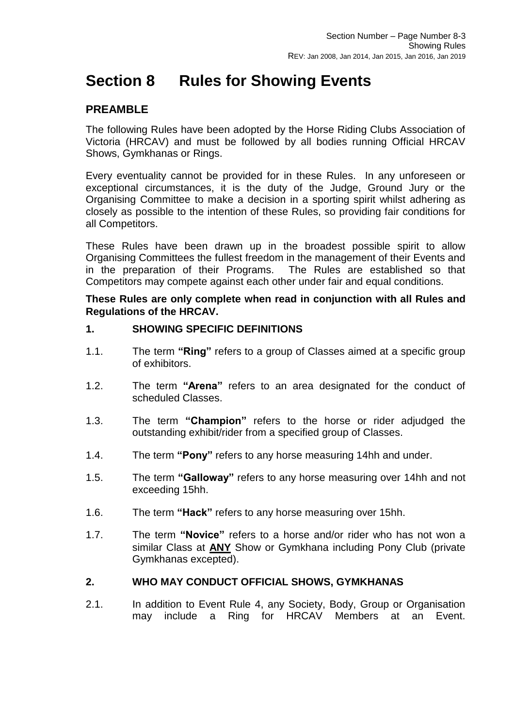# Section 8 Rules for Showing Events

## PREAMBLE

The following Rules have been adopted by the Horse Riding Clubs Association of Victoria (HRCAV) and must be followed by all bodies running Official HRCAV Shows, Gymkhanas or Rings.

Every eventuality cannot be provided for in these Rules. In any unforeseen or exceptional circumstances, it is the duty of the Judge, Ground Jury or the Organising Committee to make a decision in a sporting spirit whilst adhering as closely as possible to the intention of these Rules, so providing fair conditions for all Competitors.

These Rules have been drawn up in the broadest possible spirit to allow Organising Committees the fullest freedom in the management of their Events and in the preparation of their Programs. The Rules are established so that Competitors may compete against each other under fair and equal conditions.

**These Rules are only complete when read in conjunction with all Rules and Regulations of the HRCAV.**

### 1. SHOWING SPECIFIC DEFINITIONS

1.1. The term **"Ring"** refers to a group of Classes aimed at a specific group of exhibitors.

1.2. The term **"Arena"** refers to an area designated for the conduct of scheduled Classes.

1.3. The term **"Champion"** refers to the horse or rider adjudged the outstanding exhibit/rider from a specified group of Classes.

1.4. The term **"Pony"** refers to any horse measuring 14hh and under.

1.5. The term **"Galloway"** refers to any horse measuring over 14hh and not exceeding 15hh.

1.6. The term **"Hack"** refers to any horse measuring over 15hh.

1.7. The term **"Novice"** refers to a horse and/or rider who has not won a similar Class at **<u>ANY</u>** Show or Gymkhana including Pony Club (private Gymkhanas excepted).

### 2. WHO MAY CONDUCT OFFICIAL SHOWS, GYMKHANAS

2.1. In addition to Event Rule 4, any Society, Body, Group or Organisation may include a Ring for HRCAV Members at an Event.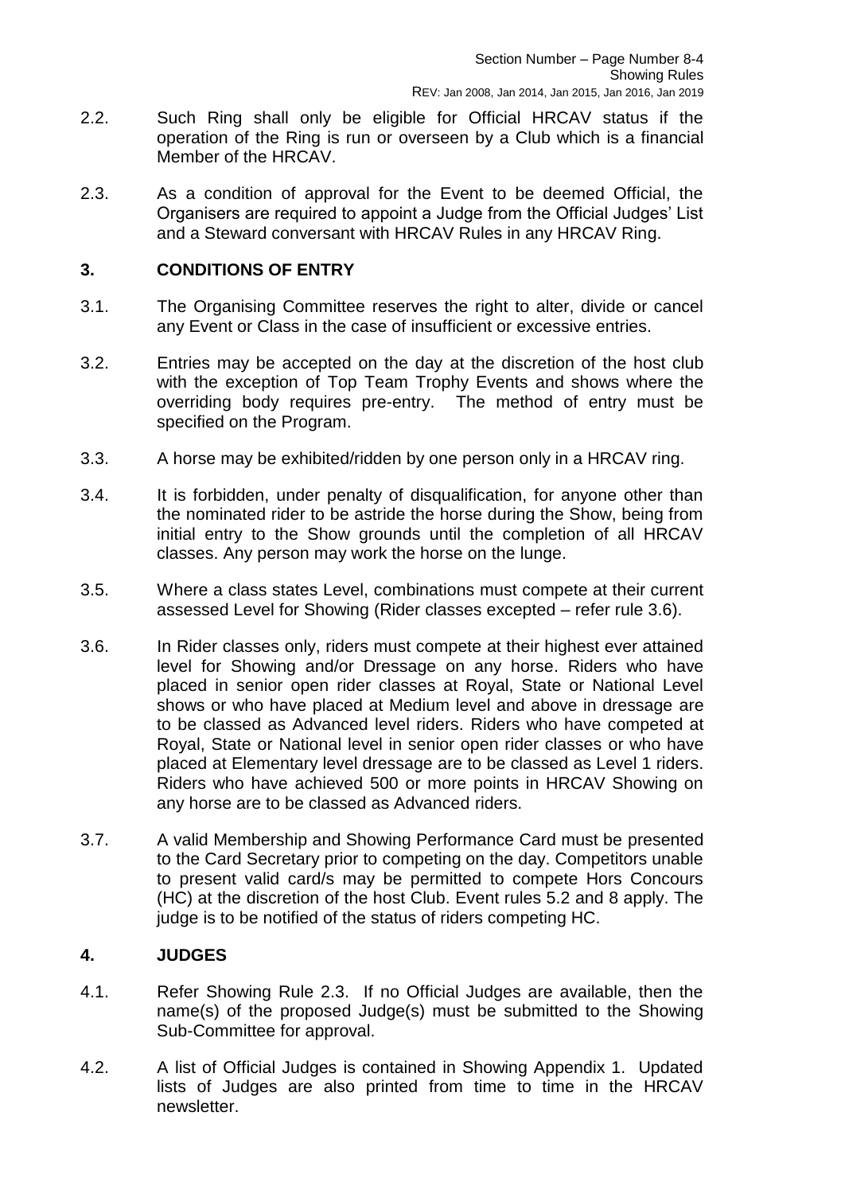2.2. Such Ring shall only be eligible for Official HRCAV status if the operation of the Ring is run or overseen by a Club which is a financial Member of the HRCAV.

2.3. As a condition of approval for the Event to be deemed Official, the Organisers are required to appoint a Judge from the Official Judges' List and a Steward conversant with HRCAV Rules in any HRCAV Ring.

## 3. CONDITIONS OF ENTRY

3.1. The Organising Committee reserves the right to alter, divide or cancel any Event or Class in the case of insufficient or excessive entries.

3.2. Entries may be accepted on the day at the discretion of the host club with the exception of Top Team Trophy Events and shows where the overriding body requires pre-entry. The method of entry must be specified on the Program.

3.3. A horse may be exhibited/ridden by one person only in a HRCAV ring.

3.4. It is forbidden, under penalty of disqualification, for anyone other than the nominated rider to be astride the horse during the Show, being from initial entry to the Show grounds until the completion of all HRCAV classes. Any person may work the horse on the lunge.

3.5. Where a class states Level, combinations must compete at their current assessed Level for Showing (Rider classes excepted – refer rule 3.6).

3.6. In Rider classes only, riders must compete at their highest ever attained level for Showing and/or Dressage on any horse. Riders who have placed in senior open rider classes at Royal, State or National Level shows or who have placed at Medium level and above in dressage are to be classed as Advanced level riders. Riders who have competed at Royal, State or National level in senior open rider classes or who have placed at Elementary level dressage are to be classed as Level 1 riders. Riders who have achieved 500 or more points in HRCAV Showing on any horse are to be classed as Advanced riders.

3.7. A valid Membership and Showing Performance Card must be presented to the Card Secretary prior to competing on the day. Competitors unable to present valid card/s may be permitted to compete Hors Concours (HC) at the discretion of the host Club. Event rules 5.2 and 8 apply. The judge is to be notified of the status of riders competing HC.

## 4. JUDGES

4.1. Refer Showing Rule 2.3. If no Official Judges are available, then the name(s) of the proposed Judge(s) must be submitted to the Showing Sub-Committee for approval.

4.2. A list of Official Judges is contained in Showing Appendix 1. Updated lists of Judges are also printed from time to time in the HRCAV newsletter.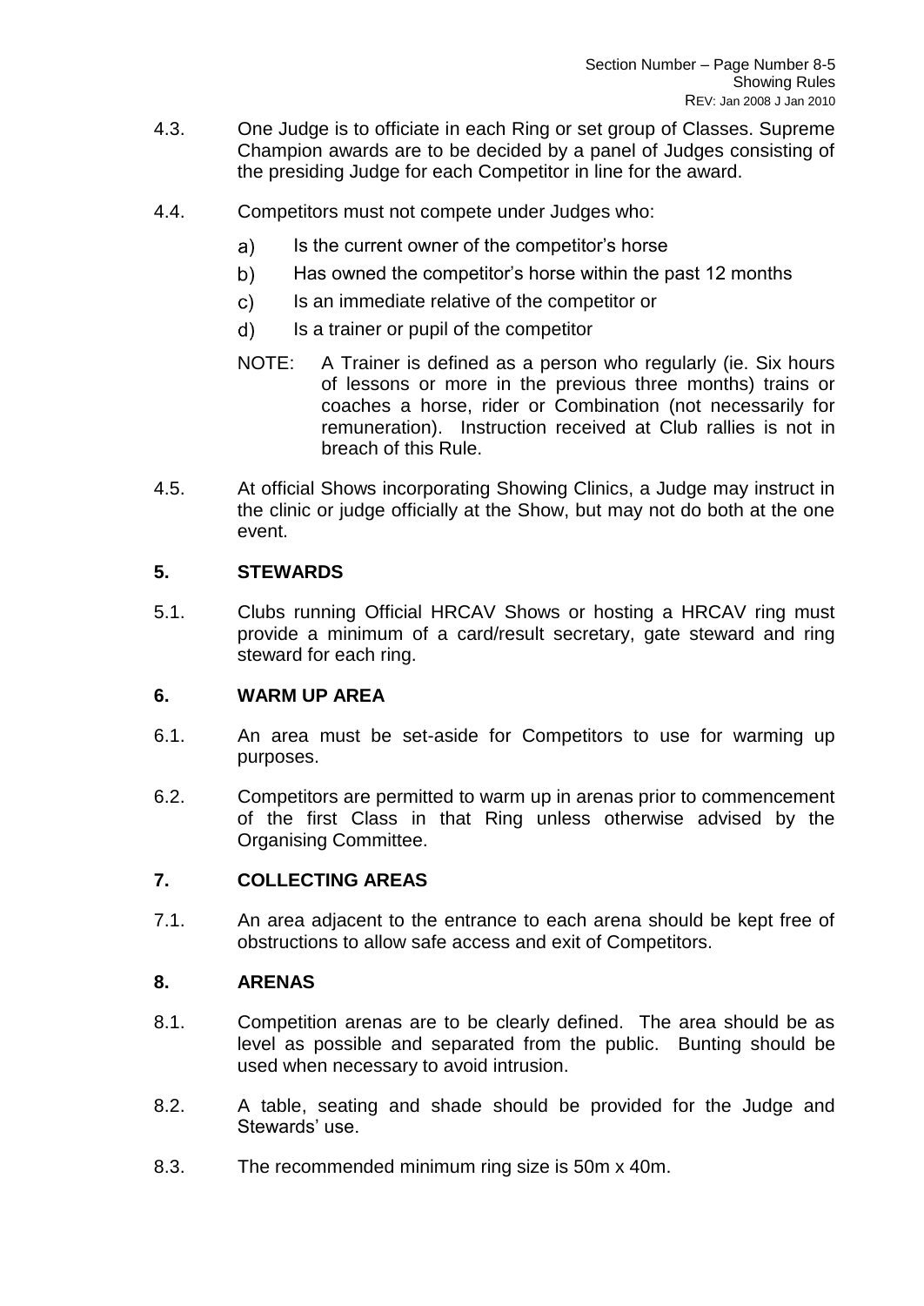4.3. One Judge is to officiate in each Ring or set group of Classes. Supreme Champion awards are to be decided by a panel of Judges consisting of the presiding Judge for each Competitor in line for the award.

4.4. Competitors must not compete under Judges who:

a) Is the current owner of the competitor's horse

b) Has owned the competitor's horse within the past 12 months

c) Is an immediate relative of the competitor or

d) Is a trainer or pupil of the competitor

NOTE: A Trainer is defined as a person who regularly (ie. Six hours of lessons or more in the previous three months) trains or coaches a horse, rider or Combination (not necessarily for remuneration). Instruction received at Club rallies is not in breach of this Rule.

4.5. At official Shows incorporating Showing Clinics, a Judge may instruct in the clinic or judge officially at the Show, but may not do both at the one event.

## 5. STEWARDS

5.1. Clubs running Official HRCAV Shows or hosting a HRCAV ring must provide a minimum of a card/result secretary, gate steward and ring steward for each ring.

## 6. WARM UP AREA

6.1. An area must be set-aside for Competitors to use for warming up purposes.

6.2. Competitors are permitted to warm up in arenas prior to commencement of the first Class in that Ring unless otherwise advised by the Organising Committee.

## 7. COLLECTING AREAS

7.1. An area adjacent to the entrance to each arena should be kept free of obstructions to allow safe access and exit of Competitors.

## 8. ARENAS

8.1. Competition arenas are to be clearly defined. The area should be as level as possible and separated from the public. Bunting should be used when necessary to avoid intrusion.

8.2. A table, seating and shade should be provided for the Judge and Stewards' use.

8.3. The recommended minimum ring size is 50m x 40m.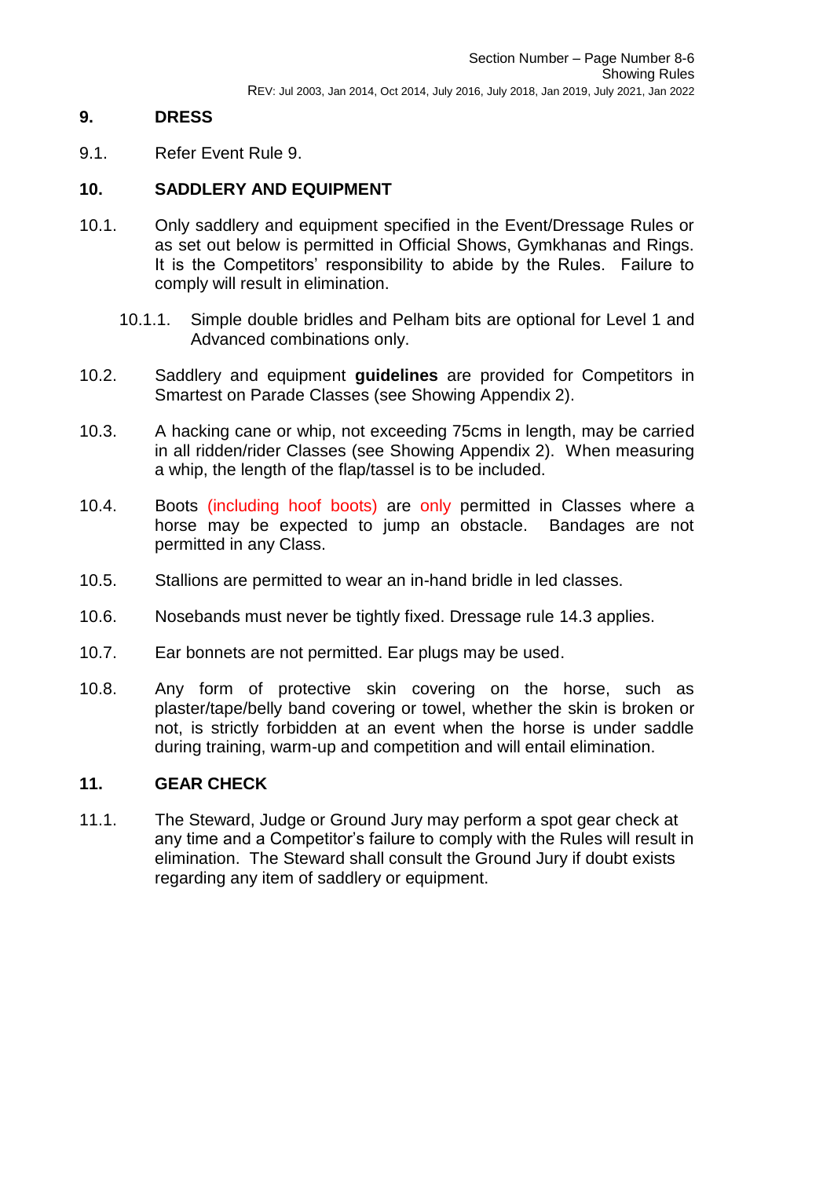## 9. DRESS

9.1. Refer Event Rule 9.

## 10. SADDLERY AND EQUIPMENT

10.1. Only saddlery and equipment specified in the Event/Dressage Rules or as set out below is permitted in Official Shows, Gymkhanas and Rings. It is the Competitors' responsibility to abide by the Rules. Failure to comply will result in elimination.

10.1.1. Simple double bridles and Pelham bits are optional for Level 1 and Advanced combinations only.

10.2. Saddlery and equipment **guidelines** are provided for Competitors in Smartest on Parade Classes (see Showing Appendix 2).

10.3. A hacking cane or whip, not exceeding 75cms in length, may be carried in all ridden/rider Classes (see Showing Appendix 2). When measuring a whip, the length of the flap/tassel is to be included.

10.4. Boots (including hoof boots) are only permitted in Classes where a horse may be expected to jump an obstacle. Bandages are not permitted in any Class.

10.5. Stallions are permitted to wear an in-hand bridle in led classes.

10.6. Nosebands must never be tightly fixed. Dressage rule 14.3 applies.

10.7. Ear bonnets are not permitted. Ear plugs may be used.

10.8. Any form of protective skin covering on the horse, such as plaster/tape/belly band covering or towel, whether the skin is broken or not, is strictly forbidden at an event when the horse is under saddle during training, warm-up and competition and will entail elimination.

## 11. GEAR CHECK

11.1. The Steward, Judge or Ground Jury may perform a spot gear check at any time and a Competitor's failure to comply with the Rules will result in elimination. The Steward shall consult the Ground Jury if doubt exists regarding any item of saddlery or equipment.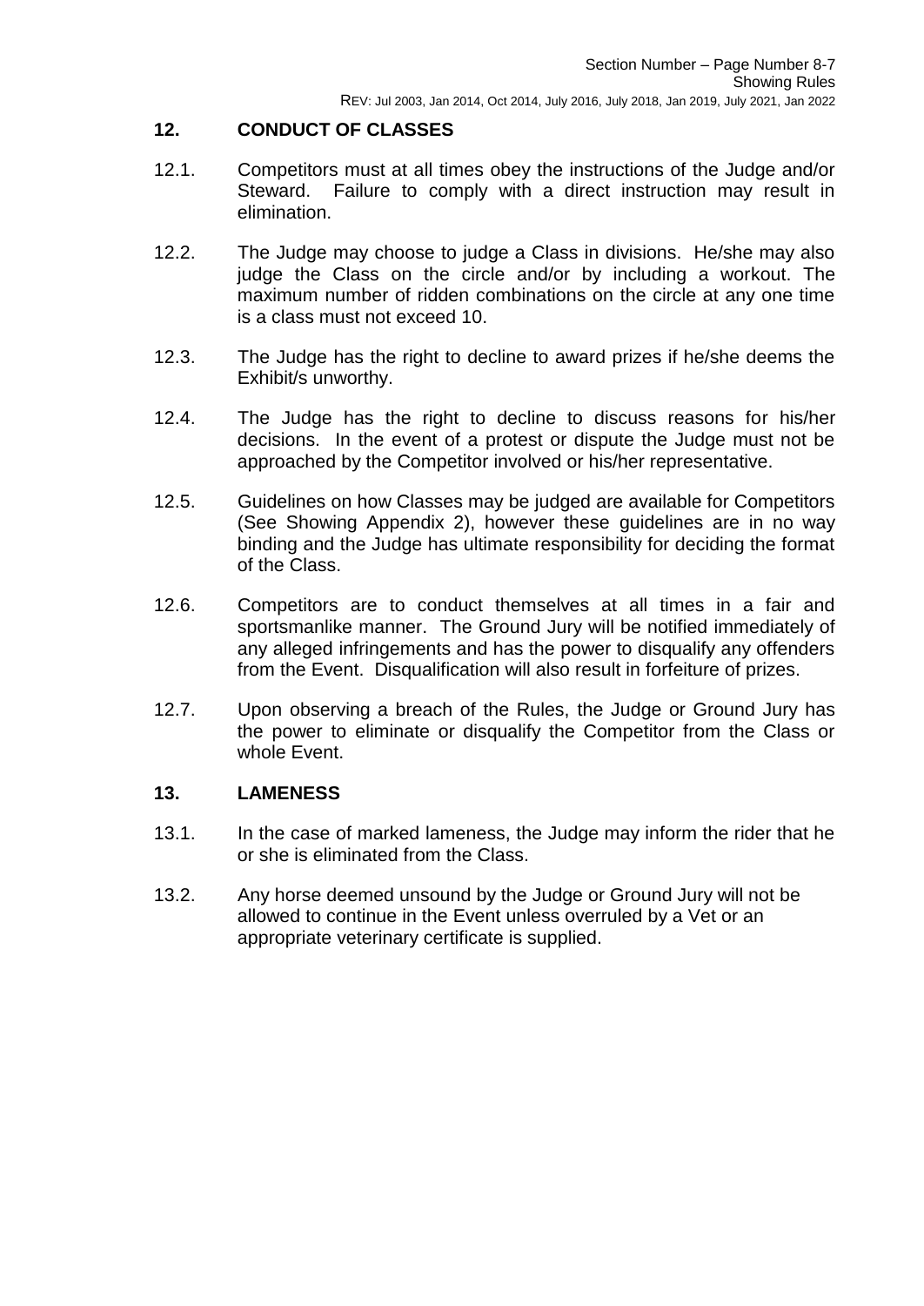## 12. CONDUCT OF CLASSES

12.1. Competitors must at all times obey the instructions of the Judge and/or Steward. Failure to comply with a direct instruction may result in elimination.

12.2. The Judge may choose to judge a Class in divisions. He/she may also judge the Class on the circle and/or by including a workout. The maximum number of ridden combinations on the circle at any one time is a class must not exceed 10.

12.3. The Judge has the right to decline to award prizes if he/she deems the Exhibit/s unworthy.

12.4. The Judge has the right to decline to discuss reasons for his/her decisions. In the event of a protest or dispute the Judge must not be approached by the Competitor involved or his/her representative.

12.5. Guidelines on how Classes may be judged are available for Competitors (See Showing Appendix 2), however these guidelines are in no way binding and the Judge has ultimate responsibility for deciding the format of the Class.

12.6. Competitors are to conduct themselves at all times in a fair and sportsmanlike manner. The Ground Jury will be notified immediately of any alleged infringements and has the power to disqualify any offenders from the Event. Disqualification will also result in forfeiture of prizes.

12.7. Upon observing a breach of the Rules, the Judge or Ground Jury has the power to eliminate or disqualify the Competitor from the Class or whole Event.

## 13. LAMENESS

13.1. In the case of marked lameness, the Judge may inform the rider that he or she is eliminated from the Class.

13.2. Any horse deemed unsound by the Judge or Ground Jury will not be allowed to continue in the Event unless overruled by a Vet or an appropriate veterinary certificate is supplied.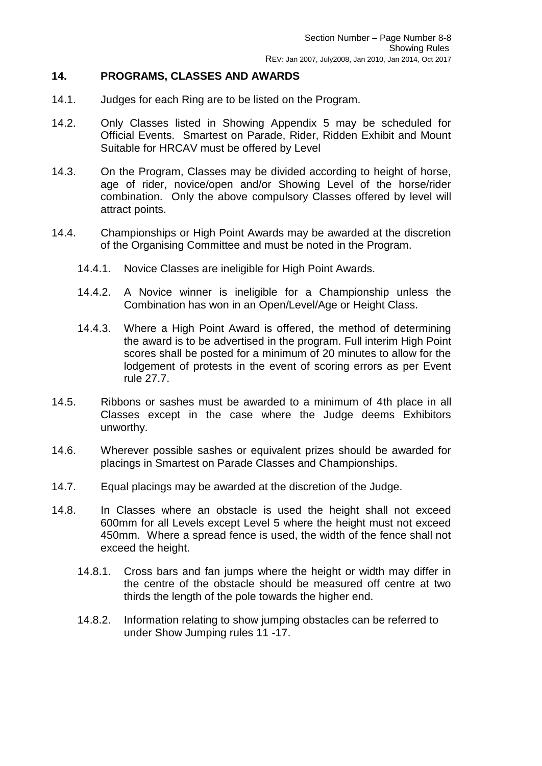## 14. PROGRAMS, CLASSES AND AWARDS

14.1. Judges for each Ring are to be listed on the Program.

14.2. Only Classes listed in Showing Appendix 5 may be scheduled for Official Events. Smartest on Parade, Rider, Ridden Exhibit and Mount Suitable for HRCAV must be offered by Level

14.3. On the Program, Classes may be divided according to height of horse, age of rider, novice/open and/or Showing Level of the horse/rider combination. Only the above compulsory Classes offered by level will attract points.

14.4. Championships or High Point Awards may be awarded at the discretion of the Organising Committee and must be noted in the Program.

- 14.4.1. Novice Classes are ineligible for High Point Awards.
- 14.4.2. A Novice winner is ineligible for a Championship unless the Combination has won in an Open/Level/Age or Height Class.
- 14.4.3. Where a High Point Award is offered, the method of determining the award is to be advertised in the program. Full interim High Point scores shall be posted for a minimum of 20 minutes to allow for the lodgement of protests in the event of scoring errors as per Event rule 27.7.

14.5. Ribbons or sashes must be awarded to a minimum of 4th place in all Classes except in the case where the Judge deems Exhibitors unworthy.

14.6. Wherever possible sashes or equivalent prizes should be awarded for placings in Smartest on Parade Classes and Championships.

14.7. Equal placings may be awarded at the discretion of the Judge.

14.8. In Classes where an obstacle is used the height shall not exceed 600mm for all Levels except Level 5 where the height must not exceed 450mm. Where a spread fence is used, the width of the fence shall not exceed the height.

- 14.8.1. Cross bars and fan jumps where the height or width may differ in the centre of the obstacle should be measured off centre at two thirds the length of the pole towards the higher end.
- 14.8.2. Information relating to show jumping obstacles can be referred to under Show Jumping rules 11 -17.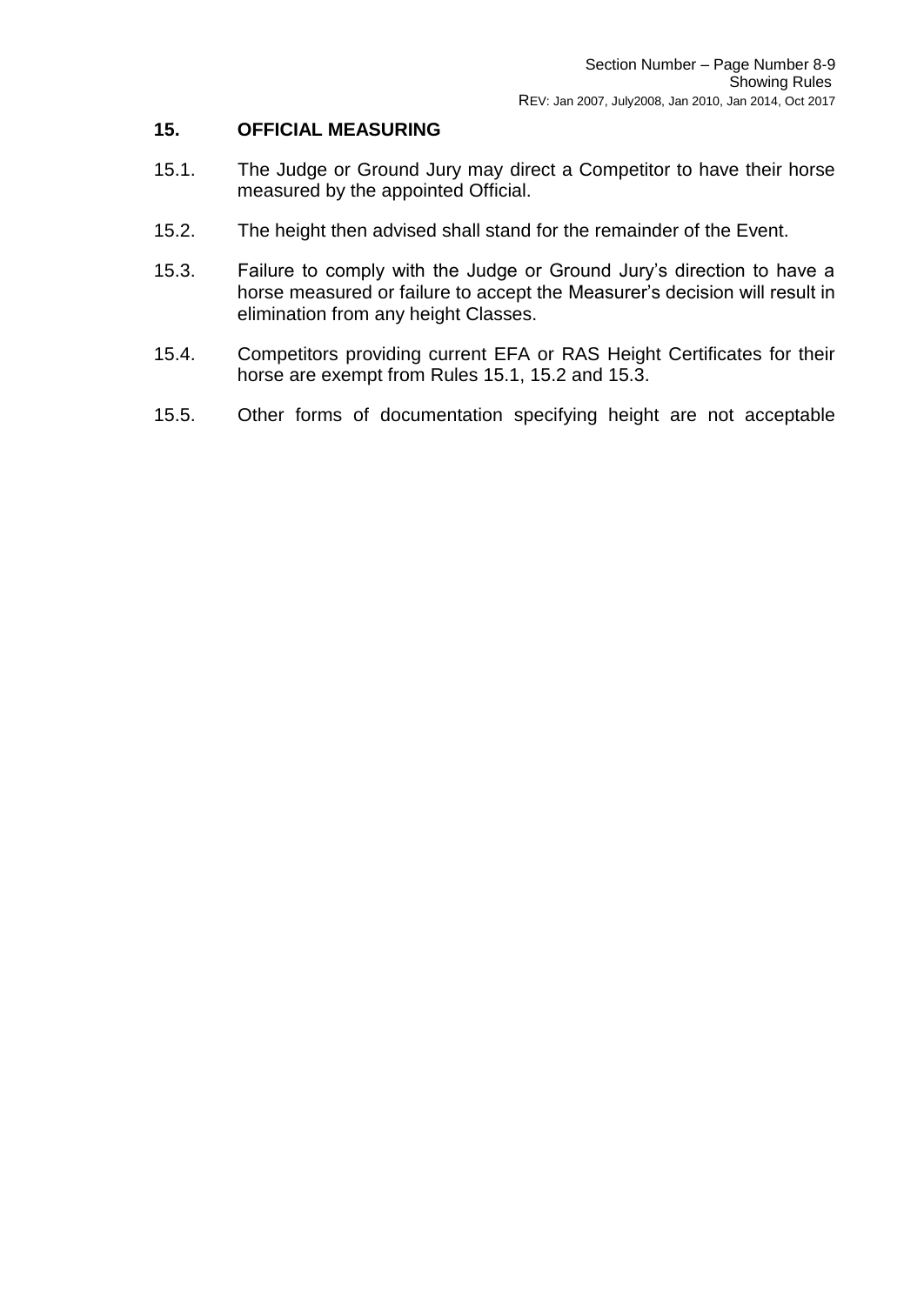## 15. OFFICIAL MEASURING

15.1. The Judge or Ground Jury may direct a Competitor to have their horse measured by the appointed Official.

15.2. The height then advised shall stand for the remainder of the Event.

15.3. Failure to comply with the Judge or Ground Jury's direction to have a horse measured or failure to accept the Measurer's decision will result in elimination from any height Classes.

15.4. Competitors providing current EFA or RAS Height Certificates for their horse are exempt from Rules 15.1, 15.2 and 15.3.

15.5. Other forms of documentation specifying height are not acceptable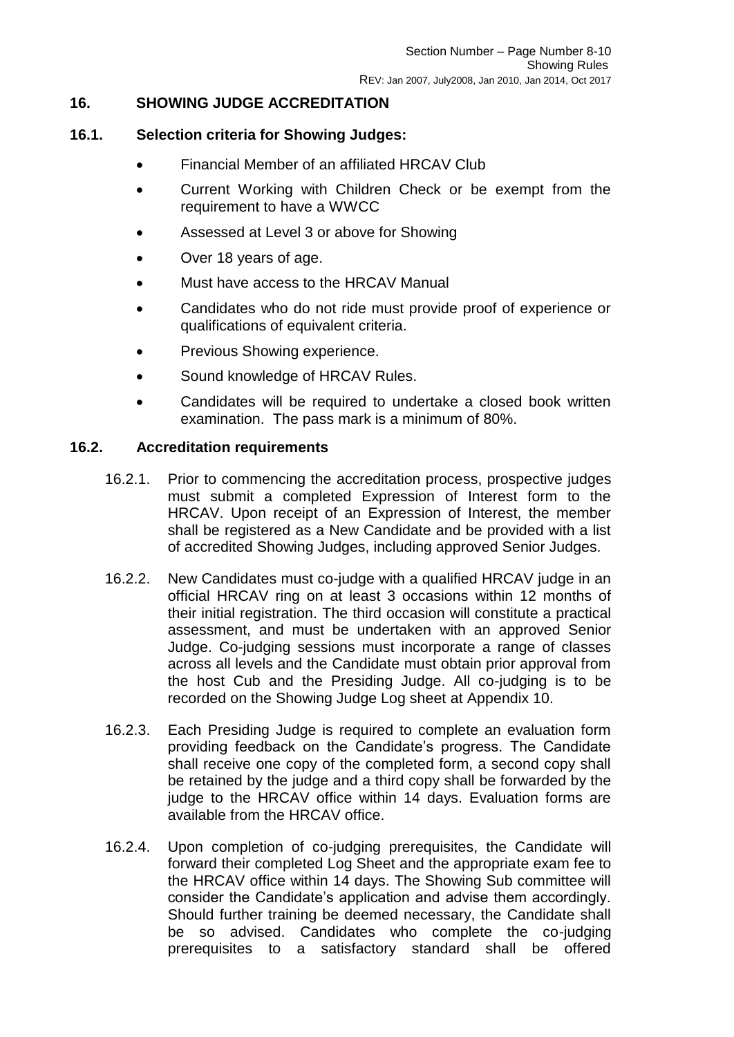## 16. SHOWING JUDGE ACCREDITATION

### 16.1. Selection criteria for Showing Judges:

- Financial Member of an affiliated HRCAV Club
- Current Working with Children Check or be exempt from the requirement to have a WWCC
- Assessed at Level 3 or above for Showing
- Over 18 years of age.
- Must have access to the HRCAV Manual
- Candidates who do not ride must provide proof of experience or qualifications of equivalent criteria.
- Previous Showing experience.
- Sound knowledge of HRCAV Rules.
- Candidates will be required to undertake a closed book written examination. The pass mark is a minimum of 80%.

### 16.2. Accreditation requirements

16.2.1. Prior to commencing the accreditation process, prospective judges must submit a completed Expression of Interest form to the HRCAV. Upon receipt of an Expression of Interest, the member shall be registered as a New Candidate and be provided with a list of accredited Showing Judges, including approved Senior Judges.

16.2.2. New Candidates must co-judge with a qualified HRCAV judge in an official HRCAV ring on at least 3 occasions within 12 months of their initial registration. The third occasion will constitute a practical assessment, and must be undertaken with an approved Senior Judge. Co-judging sessions must incorporate a range of classes across all levels and the Candidate must obtain prior approval from the host Cub and the Presiding Judge. All co-judging is to be recorded on the Showing Judge Log sheet at Appendix 10.

16.2.3. Each Presiding Judge is required to complete an evaluation form providing feedback on the Candidate's progress. The Candidate shall receive one copy of the completed form, a second copy shall be retained by the judge and a third copy shall be forwarded by the judge to the HRCAV office within 14 days. Evaluation forms are available from the HRCAV office.

16.2.4. Upon completion of co-judging prerequisites, the Candidate will forward their completed Log Sheet and the appropriate exam fee to the HRCAV office within 14 days. The Showing Sub committee will consider the Candidate's application and advise them accordingly. Should further training be deemed necessary, the Candidate shall be so advised. Candidates who complete the co-judging prerequisites to a satisfactory standard shall be offered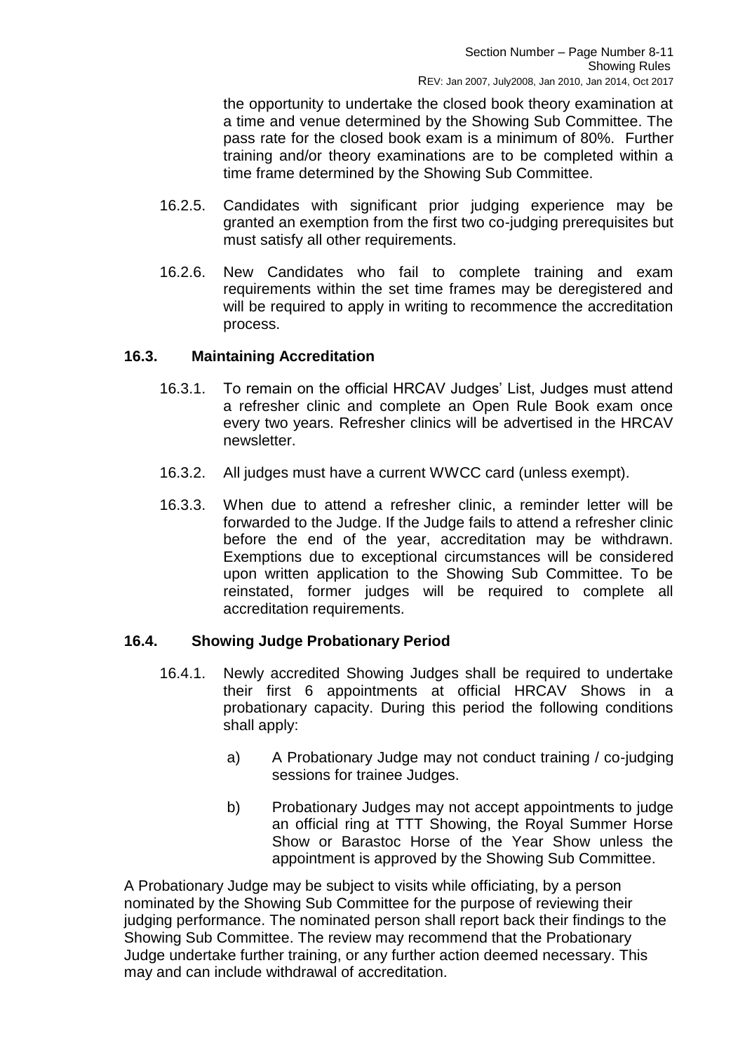the opportunity to undertake the closed book theory examination at a time and venue determined by the Showing Sub Committee. The pass rate for the closed book exam is a minimum of 80%. Further training and/or theory examinations are to be completed within a time frame determined by the Showing Sub Committee.

16.2.5. Candidates with significant prior judging experience may be granted an exemption from the first two co-judging prerequisites but must satisfy all other requirements.

16.2.6. New Candidates who fail to complete training and exam requirements within the set time frames may be deregistered and will be required to apply in writing to recommence the accreditation process.

### 16.3. Maintaining Accreditation

16.3.1. To remain on the official HRCAV Judges' List, Judges must attend a refresher clinic and complete an Open Rule Book exam once every two years. Refresher clinics will be advertised in the HRCAV newsletter.

16.3.2. All judges must have a current WWCC card (unless exempt).

16.3.3. When due to attend a refresher clinic, a reminder letter will be forwarded to the Judge. If the Judge fails to attend a refresher clinic before the end of the year, accreditation may be withdrawn. Exemptions due to exceptional circumstances will be considered upon written application to the Showing Sub Committee. To be reinstated, former judges will be required to complete all accreditation requirements.

### 16.4. Showing Judge Probationary Period

16.4.1. Newly accredited Showing Judges shall be required to undertake their first 6 appointments at official HRCAV Shows in a probationary capacity. During this period the following conditions shall apply:

a) A Probationary Judge may not conduct training / co-judging sessions for trainee Judges.

b) Probationary Judges may not accept appointments to judge an official ring at TTT Showing, the Royal Summer Horse Show or Barastoc Horse of the Year Show unless the appointment is approved by the Showing Sub Committee.

A Probationary Judge may be subject to visits while officiating, by a person nominated by the Showing Sub Committee for the purpose of reviewing their judging performance. The nominated person shall report back their findings to the Showing Sub Committee. The review may recommend that the Probationary Judge undertake further training, or any further action deemed necessary. This may and can include withdrawal of accreditation.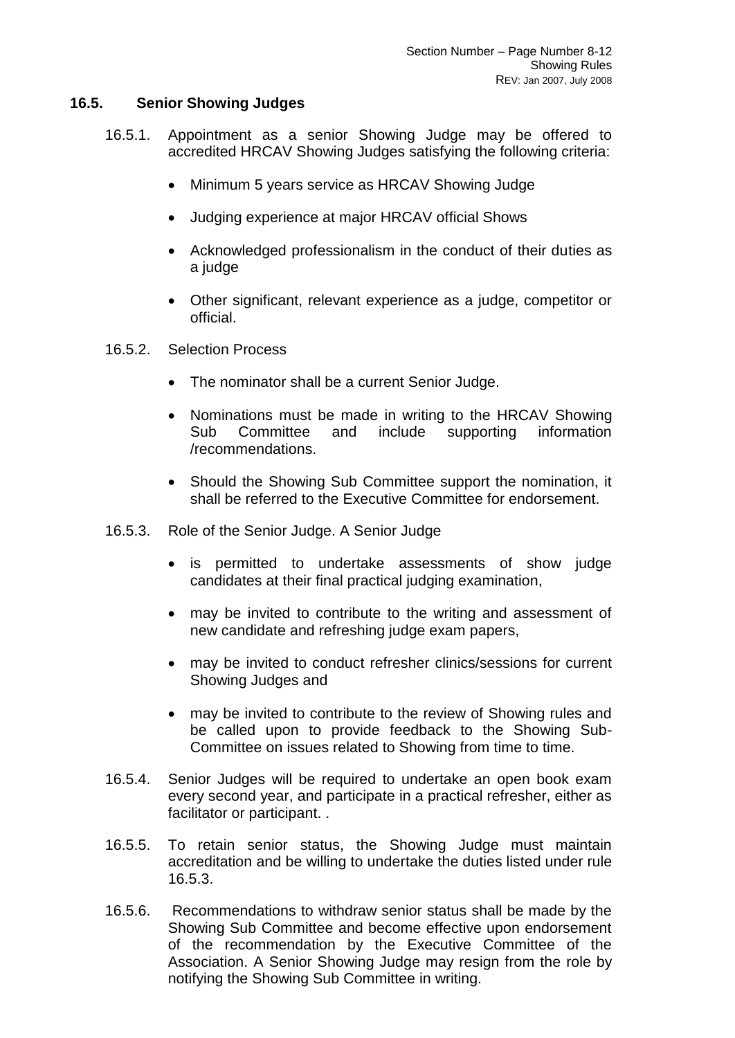## 16.5. Senior Showing Judges

16.5.1. Appointment as a senior Showing Judge may be offered to accredited HRCAV Showing Judges satisfying the following criteria:

- Minimum 5 years service as HRCAV Showing Judge
- Judging experience at major HRCAV official Shows
- Acknowledged professionalism in the conduct of their duties as a judge
- Other significant, relevant experience as a judge, competitor or official.

16.5.2. Selection Process

- The nominator shall be a current Senior Judge.
- Nominations must be made in writing to the HRCAV Showing Sub Committee and include supporting information /recommendations.
- Should the Showing Sub Committee support the nomination, it shall be referred to the Executive Committee for endorsement.

16.5.3. Role of the Senior Judge. A Senior Judge

- is permitted to undertake assessments of show judge candidates at their final practical judging examination,
- may be invited to contribute to the writing and assessment of new candidate and refreshing judge exam papers,
- may be invited to conduct refresher clinics/sessions for current Showing Judges and
- may be invited to contribute to the review of Showing rules and be called upon to provide feedback to the Showing Sub-Committee on issues related to Showing from time to time.

16.5.4. Senior Judges will be required to undertake an open book exam every second year, and participate in a practical refresher, either as facilitator or participant. .

16.5.5. To retain senior status, the Showing Judge must maintain accreditation and be willing to undertake the duties listed under rule 16.5.3.

16.5.6. Recommendations to withdraw senior status shall be made by the Showing Sub Committee and become effective upon endorsement of the recommendation by the Executive Committee of the Association. A Senior Showing Judge may resign from the role by notifying the Showing Sub Committee in writing.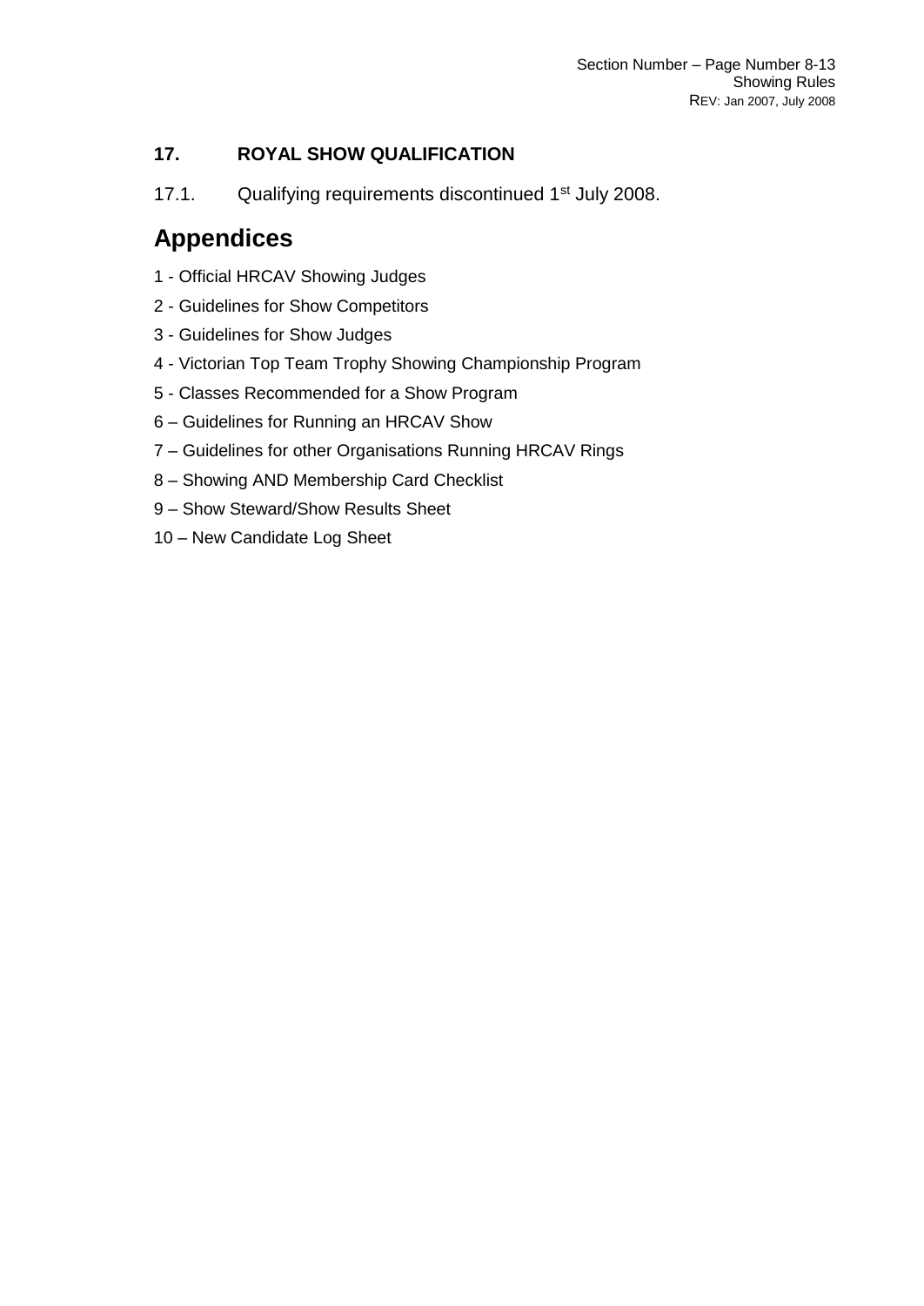### 17. ROYAL SHOW QUALIFICATION

17.1. Qualifying requirements discontinued 1st July 2008.

## Appendices

1 - Official HRCAV Showing Judges

2 - Guidelines for Show Competitors

3 - Guidelines for Show Judges

4 - Victorian Top Team Trophy Showing Championship Program

5 - Classes Recommended for a Show Program

6 – Guidelines for Running an HRCAV Show

7 – Guidelines for other Organisations Running HRCAV Rings

8 – Showing AND Membership Card Checklist

9 – Show Steward/Show Results Sheet

10 – New Candidate Log Sheet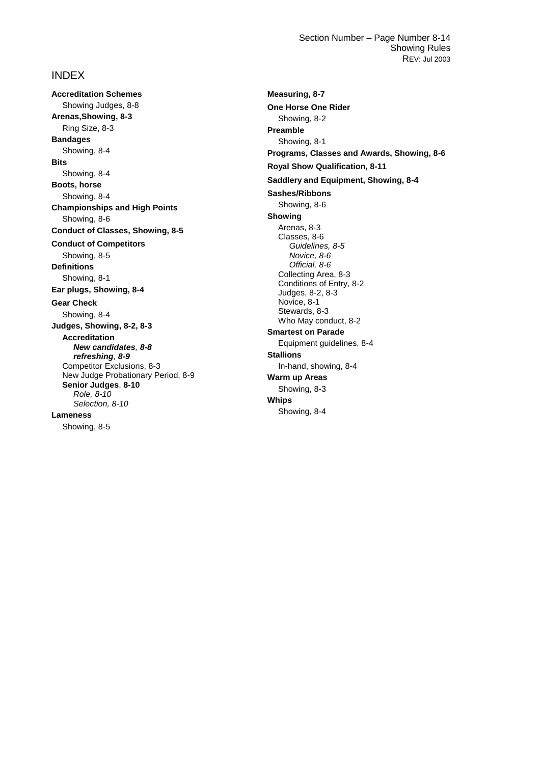# INDEX

**Accreditation Schemes**
  Showing Judges, 8-8
**Arenas,Showing, 8-3**
  Ring Size, 8-3
**Bandages**
  Showing, 8-4
**Bits**
  Showing, 8-4
**Boots, horse**
  Showing, 8-4
**Championships and High Points**
  Showing, 8-6
**Conduct of Classes, Showing, 8-5**
**Conduct of Competitors**
  Showing, 8-5
**Definitions**
  Showing, 8-1
**Ear plugs, Showing, 8-4**
**Gear Check**
  Showing, 8-4
**Judges, Showing, 8-2, 8-3**
  **Accreditation**
    ***New candidates, 8-8***
    ***refreshing, 8-9***
  Competitor Exclusions, 8-3
  New Judge Probationary Period, 8-9
  **Senior Judges**, **8-10**
    *Role, 8-10*
    *Selection, 8-10*
**Lameness**
  Showing, 8-5
**Measuring, 8-7**
**One Horse One Rider**
  Showing, 8-2
**Preamble**
  Showing, 8-1
**Programs, Classes and Awards, Showing, 8-6**
**Royal Show Qualification, 8-11**
**Saddlery and Equipment, Showing, 8-4**
**Sashes/Ribbons**
  Showing, 8-6
**Showing**
  Arenas, 8-3
  Classes, 8-6
    *Guidelines, 8-5*
    *Novice, 8-6*
    *Official, 8-6*
  Collecting Area, 8-3
  Conditions of Entry, 8-2
  Judges, 8-2, 8-3
  Novice, 8-1
  Stewards, 8-3
  Who May conduct, 8-2
**Smartest on Parade**
  Equipment guidelines, 8-4
**Stallions**
  In-hand, showing, 8-4
**Warm up Areas**
  Showing, 8-3
**Whips**
  Showing, 8-4